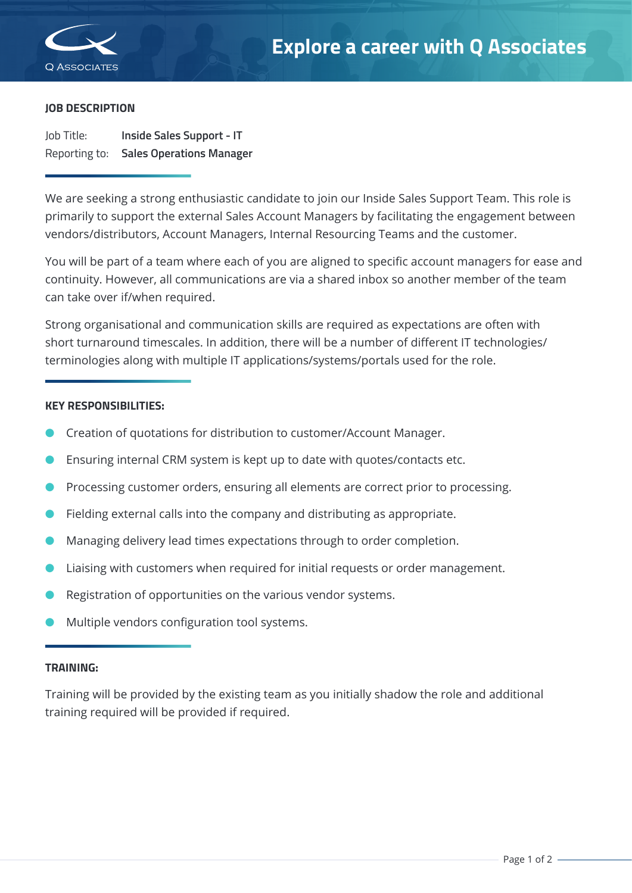# Explore a career with Q Associates

## JOB DESCRIPTION

Job Title: **Inside Sales Support - IT**
Reporting to: **Sales Operations Manager**

We are seeking a strong enthusiastic candidate to join our Inside Sales Support Team. This role is primarily to support the external Sales Account Managers by facilitating the engagement between vendors/distributors, Account Managers, Internal Resourcing Teams and the customer.

You will be part of a team where each of you are aligned to specific account managers for ease and continuity. However, all communications are via a shared inbox so another member of the team can take over if/when required.

Strong organisational and communication skills are required as expectations are often with short turnaround timescales. In addition, there will be a number of different IT technologies/ terminologies along with multiple IT applications/systems/portals used for the role.

## KEY RESPONSIBILITIES:

- Creation of quotations for distribution to customer/Account Manager.
- Ensuring internal CRM system is kept up to date with quotes/contacts etc.
- Processing customer orders, ensuring all elements are correct prior to processing.
- Fielding external calls into the company and distributing as appropriate.
- Managing delivery lead times expectations through to order completion.
- Liaising with customers when required for initial requests or order management.
- Registration of opportunities on the various vendor systems.
- Multiple vendors configuration tool systems.

## TRAINING:

Training will be provided by the existing team as you initially shadow the role and additional training required will be provided if required.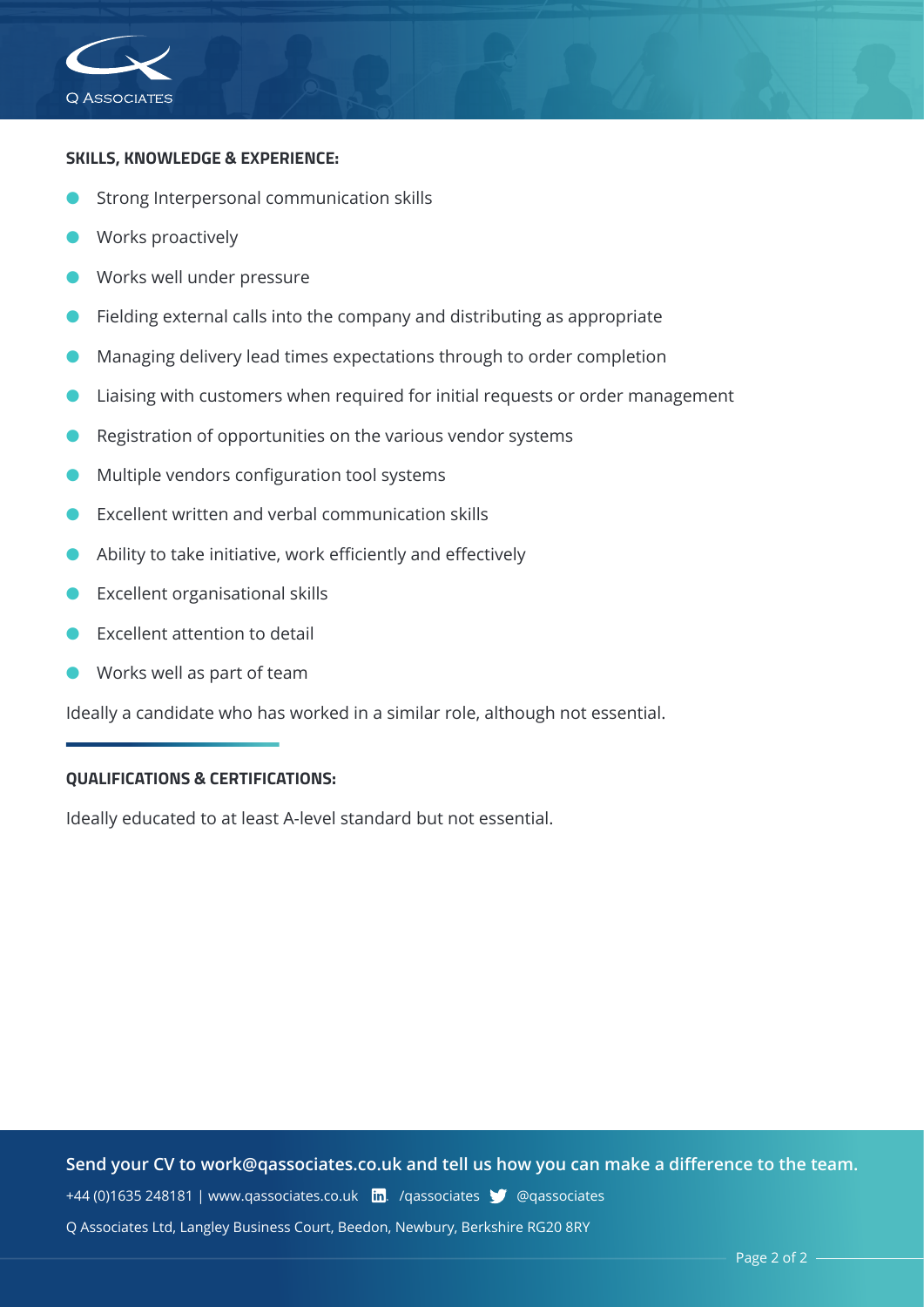**SKILLS, KNOWLEDGE & EXPERIENCE:**

- Strong Interpersonal communication skills
- Works proactively
- Works well under pressure
- Fielding external calls into the company and distributing as appropriate
- Managing delivery lead times expectations through to order completion
- Liaising with customers when required for initial requests or order management
- Registration of opportunities on the various vendor systems
- Multiple vendors configuration tool systems
- Excellent written and verbal communication skills
- Ability to take initiative, work efficiently and effectively
- Excellent organisational skills
- Excellent attention to detail
- Works well as part of team

Ideally a candidate who has worked in a similar role, although not essential.

**QUALIFICATIONS & CERTIFICATIONS:**

Ideally educated to at least A-level standard but not essential.

**Send your CV to work@qassociates.co.uk and tell us how you can make a difference to the team.**

+44 (0)1635 248181 | www.qassociates.co.uk /qassociates @qassociates

Q Associates Ltd, Langley Business Court, Beedon, Newbury, Berkshire RG20 8RY